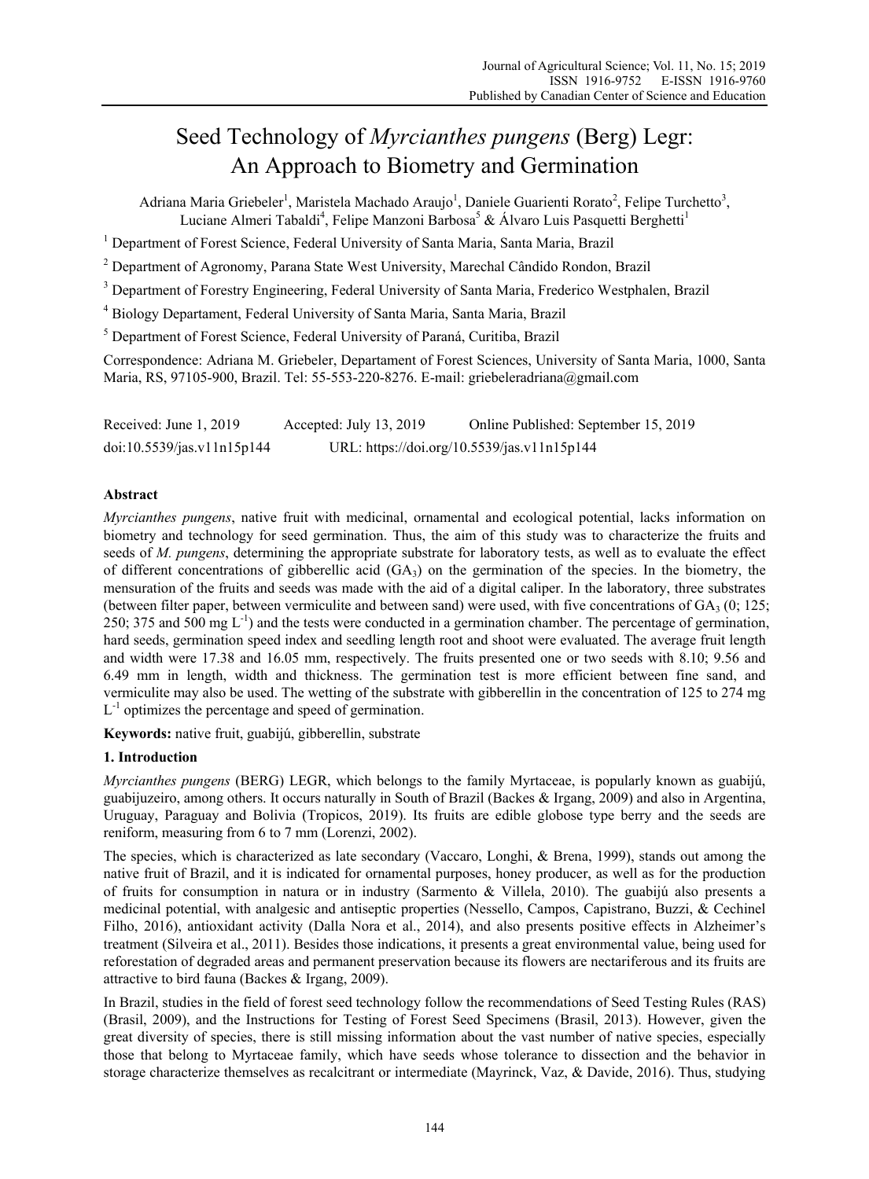# Seed Technology of *Myrcianthes pungens* (Berg) Legr: An Approach to Biometry and Germination

Adriana Maria Griebeler[1], Maristela Machado Araujo[1], Daniele Guarienti Rorato[2], Felipe Turchetto[3], Luciane Almeri Tabaldi[4], Felipe Manzoni Barbosa[5] & Álvaro Luis Pasquetti Berghetti[1]

[1] Department of Forest Science, Federal University of Santa Maria, Santa Maria, Brazil

[2] Department of Agronomy, Parana State West University, Marechal Cândido Rondon, Brazil

[3] Department of Forestry Engineering, Federal University of Santa Maria, Frederico Westphalen, Brazil

[4] Biology Departament, Federal University of Santa Maria, Santa Maria, Brazil

[5] Department of Forest Science, Federal University of Paraná, Curitiba, Brazil

Correspondence: Adriana M. Griebeler, Departament of Forest Sciences, University of Santa Maria, 1000, Santa Maria, RS, 97105-900, Brazil. Tel: 55-553-220-8276. E-mail: griebeleradriana@gmail.com

Received: June 1, 2019 Accepted: July 13, 2019 Online Published: September 15, 2019

doi:10.5539/jas.v11n15p144 URL: https://doi.org/10.5539/jas.v11n15p144

## Abstract

*Myrcianthes pungens*, native fruit with medicinal, ornamental and ecological potential, lacks information on biometry and technology for seed germination. Thus, the aim of this study was to characterize the fruits and seeds of *M. pungens*, determining the appropriate substrate for laboratory tests, as well as to evaluate the effect of different concentrations of gibberellic acid ($GA_3$) on the germination of the species. In the biometry, the mensuration of the fruits and seeds was made with the aid of a digital caliper. In the laboratory, three substrates (between filter paper, between vermiculite and between sand) were used, with five concentrations of $GA_3$ (0; 125; 250; 375 and 500 mg $L^{-1}$) and the tests were conducted in a germination chamber. The percentage of germination, hard seeds, germination speed index and seedling length root and shoot were evaluated. The average fruit length and width were 17.38 and 16.05 mm, respectively. The fruits presented one or two seeds with 8.10; 9.56 and 6.49 mm in length, width and thickness. The germination test is more efficient between fine sand, and vermiculite may also be used. The wetting of the substrate with gibberellin in the concentration of 125 to 274 mg $L^{-1}$ optimizes the percentage and speed of germination.

**Keywords:** native fruit, guabijú, gibberellin, substrate

## 1. Introduction

*Myrcianthes pungens* (BERG) LEGR, which belongs to the family Myrtaceae, is popularly known as guabijú, guabijuzeiro, among others. It occurs naturally in South of Brazil (Backes & Irgang, 2009) and also in Argentina, Uruguay, Paraguay and Bolivia (Tropicos, 2019). Its fruits are edible globose type berry and the seeds are reniform, measuring from 6 to 7 mm (Lorenzi, 2002).

The species, which is characterized as late secondary (Vaccaro, Longhi, & Brena, 1999), stands out among the native fruit of Brazil, and it is indicated for ornamental purposes, honey producer, as well as for the production of fruits for consumption in natura or in industry (Sarmento & Villela, 2010). The guabijú also presents a medicinal potential, with analgesic and antiseptic properties (Nessello, Campos, Capistrano, Buzzi, & Cechinel Filho, 2016), antioxidant activity (Dalla Nora et al., 2014), and also presents positive effects in Alzheimer's treatment (Silveira et al., 2011). Besides those indications, it presents a great environmental value, being used for reforestation of degraded areas and permanent preservation because its flowers are nectariferous and its fruits are attractive to bird fauna (Backes & Irgang, 2009).

In Brazil, studies in the field of forest seed technology follow the recommendations of Seed Testing Rules (RAS) (Brasil, 2009), and the Instructions for Testing of Forest Seed Specimens (Brasil, 2013). However, given the great diversity of species, there is still missing information about the vast number of native species, especially those that belong to Myrtaceae family, which have seeds whose tolerance to dissection and the behavior in storage characterize themselves as recalcitrant or intermediate (Mayrinck, Vaz, & Davide, 2016). Thus, studying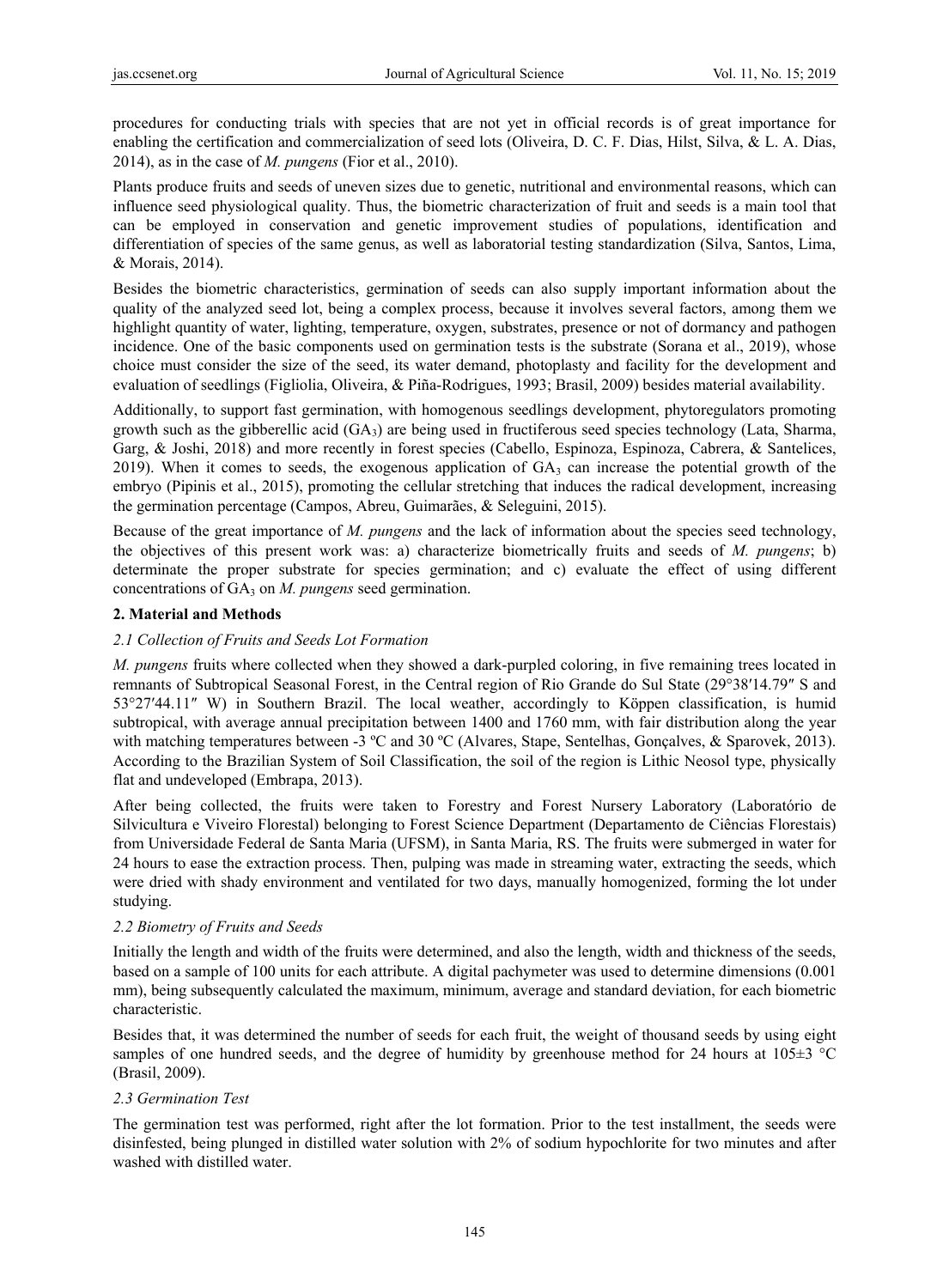procedures for conducting trials with species that are not yet in official records is of great importance for enabling the certification and commercialization of seed lots (Oliveira, D. C. F. Dias, Hilst, Silva, & L. A. Dias, 2014), as in the case of *M. pungens* (Fior et al., 2010).

Plants produce fruits and seeds of uneven sizes due to genetic, nutritional and environmental reasons, which can influence seed physiological quality. Thus, the biometric characterization of fruit and seeds is a main tool that can be employed in conservation and genetic improvement studies of populations, identification and differentiation of species of the same genus, as well as laboratorial testing standardization (Silva, Santos, Lima, & Morais, 2014).

Besides the biometric characteristics, germination of seeds can also supply important information about the quality of the analyzed seed lot, being a complex process, because it involves several factors, among them we highlight quantity of water, lighting, temperature, oxygen, substrates, presence or not of dormancy and pathogen incidence. One of the basic components used on germination tests is the substrate (Sorana et al., 2019), whose choice must consider the size of the seed, its water demand, photoplasty and facility for the development and evaluation of seedlings (Figliolia, Oliveira, & Piña-Rodrigues, 1993; Brasil, 2009) besides material availability.

Additionally, to support fast germination, with homogenous seedlings development, phytoregulators promoting growth such as the gibberellic acid ($GA_3$) are being used in fructiferous seed species technology (Lata, Sharma, Garg, & Joshi, 2018) and more recently in forest species (Cabello, Espinoza, Espinoza, Cabrera, & Santelices, 2019). When it comes to seeds, the exogenous application of $GA_3$ can increase the potential growth of the embryo (Pipinis et al., 2015), promoting the cellular stretching that induces the radical development, increasing the germination percentage (Campos, Abreu, Guimarães, & Seleguini, 2015).

Because of the great importance of *M. pungens* and the lack of information about the species seed technology, the objectives of this present work was: a) characterize biometrically fruits and seeds of *M. pungens*; b) determinate the proper substrate for species germination; and c) evaluate the effect of using different concentrations of $GA_3$ on *M. pungens* seed germination.

## 2. Material and Methods

### *2.1 Collection of Fruits and Seeds Lot Formation*

*M. pungens* fruits where collected when they showed a dark-purpled coloring, in five remaining trees located in remnants of Subtropical Seasonal Forest, in the Central region of Rio Grande do Sul State (29°38′14.79″ S and 53°27′44.11″ W) in Southern Brazil. The local weather, accordingly to Köppen classification, is humid subtropical, with average annual precipitation between 1400 and 1760 mm, with fair distribution along the year with matching temperatures between -3 ºC and 30 ºC (Alvares, Stape, Sentelhas, Gonçalves, & Sparovek, 2013). According to the Brazilian System of Soil Classification, the soil of the region is Lithic Neosol type, physically flat and undeveloped (Embrapa, 2013).

After being collected, the fruits were taken to Forestry and Forest Nursery Laboratory (Laboratório de Silvicultura e Viveiro Florestal) belonging to Forest Science Department (Departamento de Ciências Florestais) from Universidade Federal de Santa Maria (UFSM), in Santa Maria, RS. The fruits were submerged in water for 24 hours to ease the extraction process. Then, pulping was made in streaming water, extracting the seeds, which were dried with shady environment and ventilated for two days, manually homogenized, forming the lot under studying.

### *2.2 Biometry of Fruits and Seeds*

Initially the length and width of the fruits were determined, and also the length, width and thickness of the seeds, based on a sample of 100 units for each attribute. A digital pachymeter was used to determine dimensions (0.001 mm), being subsequently calculated the maximum, minimum, average and standard deviation, for each biometric characteristic.

Besides that, it was determined the number of seeds for each fruit, the weight of thousand seeds by using eight samples of one hundred seeds, and the degree of humidity by greenhouse method for 24 hours at 105±3 °C (Brasil, 2009).

### *2.3 Germination Test*

The germination test was performed, right after the lot formation. Prior to the test installment, the seeds were disinfested, being plunged in distilled water solution with 2% of sodium hypochlorite for two minutes and after washed with distilled water.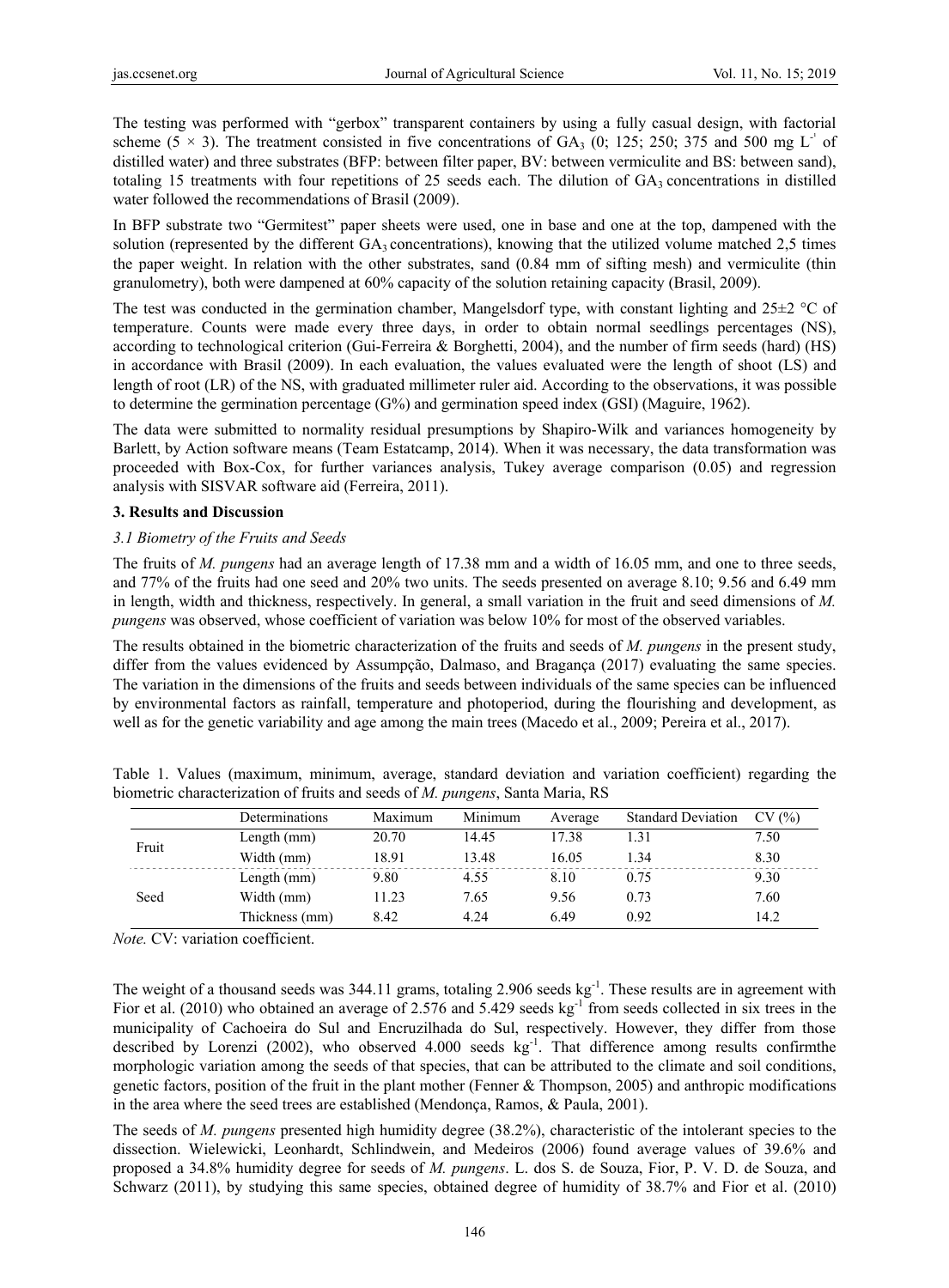The testing was performed with "gerbox" transparent containers by using a fully casual design, with factorial scheme (5 × 3). The treatment consisted in five concentrations of $GA_3$ (0; 125; 250; 375 and 500 mg $L^{-1}$ of distilled water) and three substrates (BFP: between filter paper, BV: between vermiculite and BS: between sand), totaling 15 treatments with four repetitions of 25 seeds each. The dilution of $GA_3$ concentrations in distilled water followed the recommendations of Brasil (2009).

In BFP substrate two "Germitest" paper sheets were used, one in base and one at the top, dampened with the solution (represented by the different $GA_3$ concentrations), knowing that the utilized volume matched 2,5 times the paper weight. In relation with the other substrates, sand (0.84 mm of sifting mesh) and vermiculite (thin granulometry), both were dampened at 60% capacity of the solution retaining capacity (Brasil, 2009).

The test was conducted in the germination chamber, Mangelsdorf type, with constant lighting and 25±2 °C of temperature. Counts were made every three days, in order to obtain normal seedlings percentages (NS), according to technological criterion (Gui-Ferreira & Borghetti, 2004), and the number of firm seeds (hard) (HS) in accordance with Brasil (2009). In each evaluation, the values evaluated were the length of shoot (LS) and length of root (LR) of the NS, with graduated millimeter ruler aid. According to the observations, it was possible to determine the germination percentage (G%) and germination speed index (GSI) (Maguire, 1962).

The data were submitted to normality residual presumptions by Shapiro-Wilk and variances homogeneity by Barlett, by Action software means (Team Estatcamp, 2014). When it was necessary, the data transformation was proceeded with Box-Cox, for further variances analysis, Tukey average comparison (0.05) and regression analysis with SISVAR software aid (Ferreira, 2011).

## 3. Results and Discussion

### 3.1 Biometry of the Fruits and Seeds

The fruits of *M. pungens* had an average length of 17.38 mm and a width of 16.05 mm, and one to three seeds, and 77% of the fruits had one seed and 20% two units. The seeds presented on average 8.10; 9.56 and 6.49 mm in length, width and thickness, respectively. In general, a small variation in the fruit and seed dimensions of *M. pungens* was observed, whose coefficient of variation was below 10% for most of the observed variables.

The results obtained in the biometric characterization of the fruits and seeds of *M. pungens* in the present study, differ from the values evidenced by Assumpção, Dalmaso, and Bragança (2017) evaluating the same species. The variation in the dimensions of the fruits and seeds between individuals of the same species can be influenced by environmental factors as rainfall, temperature and photoperiod, during the flourishing and development, as well as for the genetic variability and age among the main trees (Macedo et al., 2009; Pereira et al., 2017).

Table 1. Values (maximum, minimum, average, standard deviation and variation coefficient) regarding the biometric characterization of fruits and seeds of *M. pungens*, Santa Maria, RS

| | Determinations | Maximum | Minimum | Average | Standard Deviation | CV (%) |
|---|---|---|---|---|---|---|
| Fruit | Length (mm) | 20.70 | 14.45 | 17.38 | 1.31 | 7.50 |
| | Width (mm) | 18.91 | 13.48 | 16.05 | 1.34 | 8.30 |
| Seed | Length (mm) | 9.80 | 4.55 | 8.10 | 0.75 | 9.30 |
| | Width (mm) | 11.23 | 7.65 | 9.56 | 0.73 | 7.60 |
| | Thickness (mm) | 8.42 | 4.24 | 6.49 | 0.92 | 14.2 |

*Note.* CV: variation coefficient.

The weight of a thousand seeds was 344.11 grams, totaling 2.906 seeds $kg^{-1}$. These results are in agreement with Fior et al. (2010) who obtained an average of 2.576 and 5.429 seeds $kg^{-1}$ from seeds collected in six trees in the municipality of Cachoeira do Sul and Encruzilhada do Sul, respectively. However, they differ from those described by Lorenzi (2002), who observed 4.000 seeds $kg^{-1}$. That difference among results confirmthe morphologic variation among the seeds of that species, that can be attributed to the climate and soil conditions, genetic factors, position of the fruit in the plant mother (Fenner & Thompson, 2005) and anthropic modifications in the area where the seed trees are established (Mendonça, Ramos, & Paula, 2001).

The seeds of *M. pungens* presented high humidity degree (38.2%), characteristic of the intolerant species to the dissection. Wielewicki, Leonhardt, Schlindwein, and Medeiros (2006) found average values of 39.6% and proposed a 34.8% humidity degree for seeds of *M. pungens*. L. dos S. de Souza, Fior, P. V. D. de Souza, and Schwarz (2011), by studying this same species, obtained degree of humidity of 38.7% and Fior et al. (2010)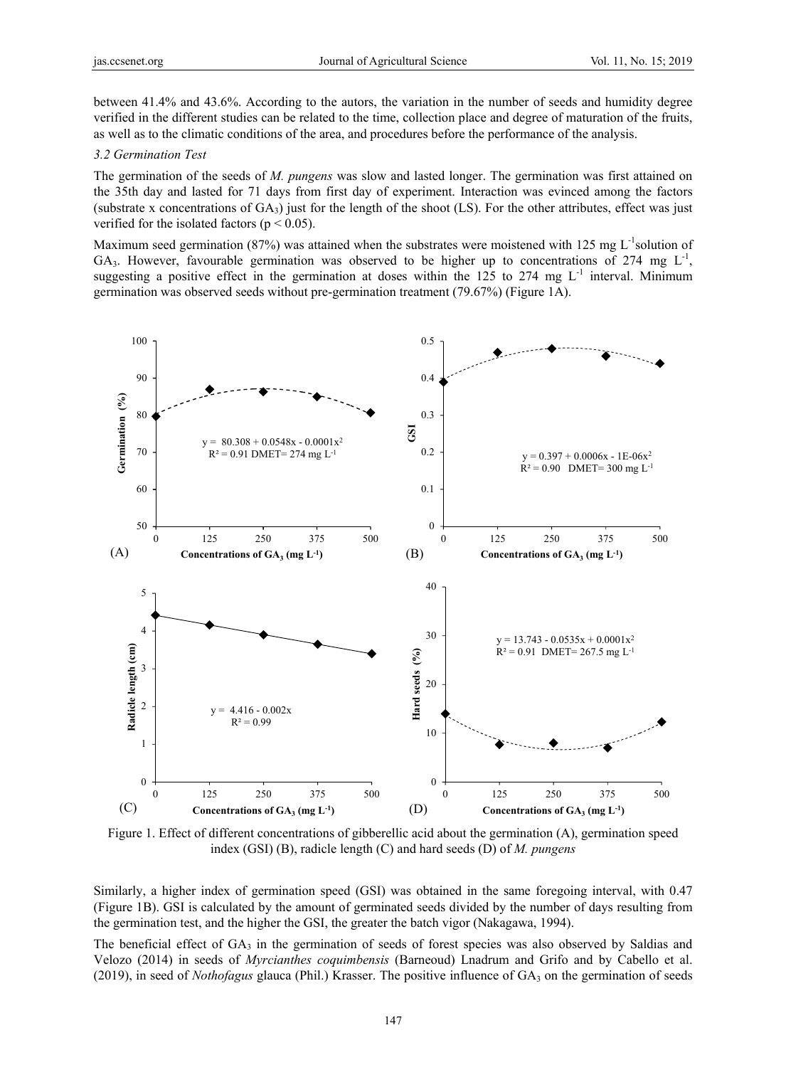between 41.4% and 43.6%. According to the autors, the variation in the number of seeds and humidity degree verified in the different studies can be related to the time, collection place and degree of maturation of the fruits, as well as to the climatic conditions of the area, and procedures before the performance of the analysis.

### *3.2 Germination Test*

The germination of the seeds of *M. pungens* was slow and lasted longer. The germination was first attained on the 35th day and lasted for 71 days from first day of experiment. Interaction was evinced among the factors (substrate x concentrations of $GA_3$) just for the length of the shoot (LS). For the other attributes, effect was just verified for the isolated factors ($p < 0.05$).

Maximum seed germination (87%) was attained when the substrates were moistened with 125 mg $L^{-1}$solution of $GA_3$. However, favourable germination was observed to be higher up to concentrations of 274 mg $L^{-1}$, suggesting a positive effect in the germination at doses within the 125 to 274 mg $L^{-1}$ interval. Minimum germination was observed seeds without pre-germination treatment (79.67%) (Figure 1A).

Figure 1. Effect of different concentrations of gibberellic acid about the germination (A), germination speed index (GSI) (B), radicle length (C) and hard seeds (D) of *M. pungens*

Similarly, a higher index of germination speed (GSI) was obtained in the same foregoing interval, with 0.47 (Figure 1B). GSI is calculated by the amount of germinated seeds divided by the number of days resulting from the germination test, and the higher the GSI, the greater the batch vigor (Nakagawa, 1994).

The beneficial effect of $GA_3$ in the germination of seeds of forest species was also observed by Saldias and Velozo (2014) in seeds of *Myrcianthes coquimbensis* (Barneoud) Lnadrum and Grifo and by Cabello et al. (2019), in seed of *Nothofagus* glauca (Phil.) Krasser. The positive influence of $GA_3$ on the germination of seeds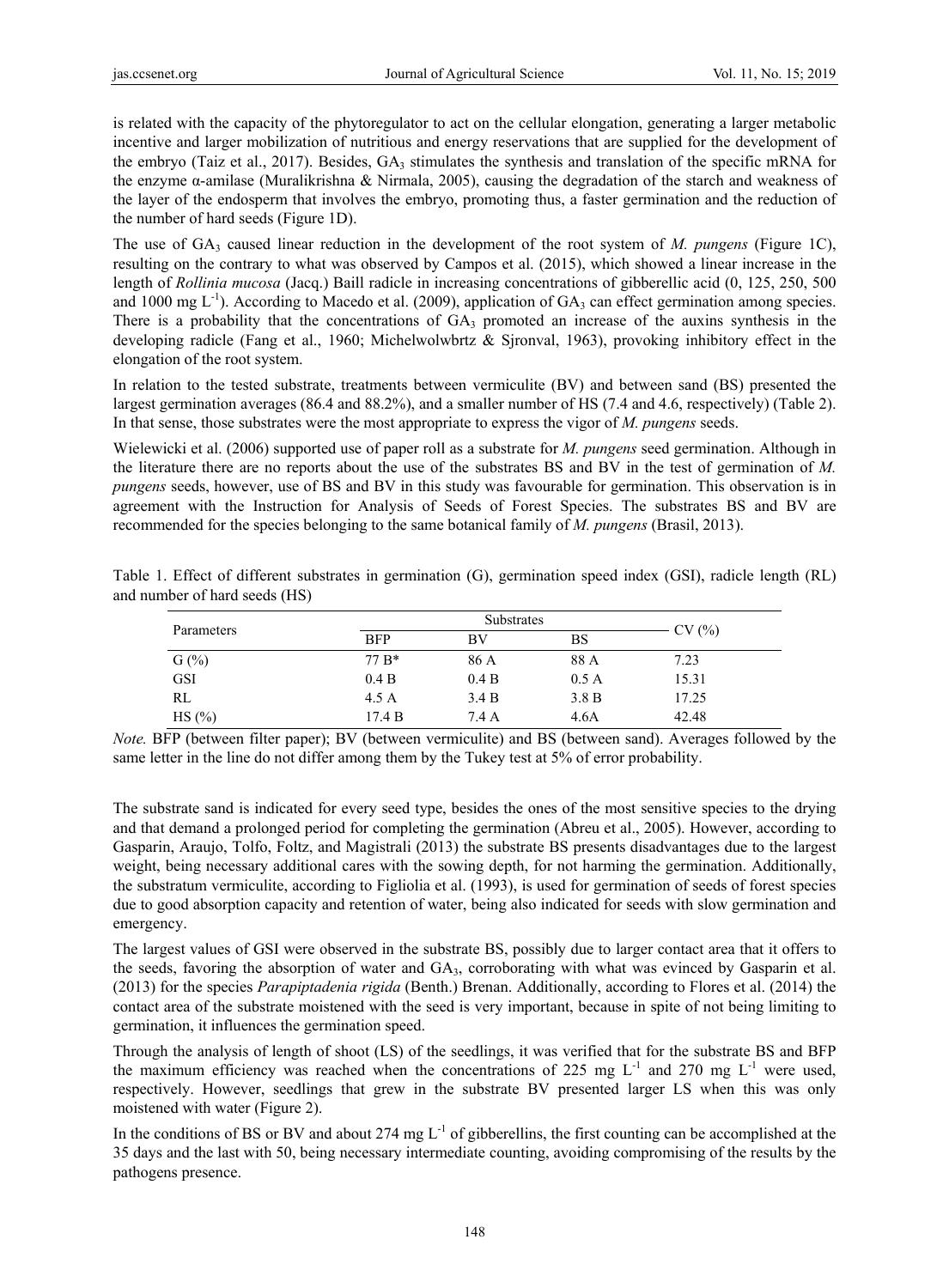is related with the capacity of the phytoregulator to act on the cellular elongation, generating a larger metabolic incentive and larger mobilization of nutritious and energy reservations that are supplied for the development of the embryo (Taiz et al., 2017). Besides, $GA_3$ stimulates the synthesis and translation of the specific mRNA for the enzyme α-amilase (Muralikrishna & Nirmala, 2005), causing the degradation of the starch and weakness of the layer of the endosperm that involves the embryo, promoting thus, a faster germination and the reduction of the number of hard seeds (Figure 1D).

The use of $GA_3$ caused linear reduction in the development of the root system of *M. pungens* (Figure 1C), resulting on the contrary to what was observed by Campos et al. (2015), which showed a linear increase in the length of *Rollinia mucosa* (Jacq.) Baill radicle in increasing concentrations of gibberellic acid (0, 125, 250, 500 and 1000 mg $L^{-1}$). According to Macedo et al. (2009), application of $GA_3$ can effect germination among species. There is a probability that the concentrations of $GA_3$ promoted an increase of the auxins synthesis in the developing radicle (Fang et al., 1960; Michelwolwbrtz & Sjronval, 1963), provoking inhibitory effect in the elongation of the root system.

In relation to the tested substrate, treatments between vermiculite (BV) and between sand (BS) presented the largest germination averages (86.4 and 88.2%), and a smaller number of HS (7.4 and 4.6, respectively) (Table 2). In that sense, those substrates were the most appropriate to express the vigor of *M. pungens* seeds.

Wielewicki et al. (2006) supported use of paper roll as a substrate for *M. pungens* seed germination. Although in the literature there are no reports about the use of the substrates BS and BV in the test of germination of *M. pungens* seeds, however, use of BS and BV in this study was favourable for germination. This observation is in agreement with the Instruction for Analysis of Seeds of Forest Species. The substrates BS and BV are recommended for the species belonging to the same botanical family of *M. pungens* (Brasil, 2013).

Table 1. Effect of different substrates in germination (G), germination speed index (GSI), radicle length (RL) and number of hard seeds (HS)

| Parameters | Substrates | | | CV (%) |
|---|---|---|---|---|
| | BFP | BV | BS | |
| G (%) | 77 B* | 86 A | 88 A | 7.23 |
| GSI | 0.4 B | 0.4 B | 0.5 A | 15.31 |
| RL | 4.5 A | 3.4 B | 3.8 B | 17.25 |
| HS (%) | 17.4 B | 7.4 A | 4.6A | 42.48 |

*Note.* BFP (between filter paper); BV (between vermiculite) and BS (between sand). Averages followed by the same letter in the line do not differ among them by the Tukey test at 5% of error probability.

The substrate sand is indicated for every seed type, besides the ones of the most sensitive species to the drying and that demand a prolonged period for completing the germination (Abreu et al., 2005). However, according to Gasparin, Araujo, Tolfo, Foltz, and Magistrali (2013) the substrate BS presents disadvantages due to the largest weight, being necessary additional cares with the sowing depth, for not harming the germination. Additionally, the substratum vermiculite, according to Figliolia et al. (1993), is used for germination of seeds of forest species due to good absorption capacity and retention of water, being also indicated for seeds with slow germination and emergency.

The largest values of GSI were observed in the substrate BS, possibly due to larger contact area that it offers to the seeds, favoring the absorption of water and $GA_3$, corroborating with what was evinced by Gasparin et al. (2013) for the species *Parapiptadenia rigida* (Benth.) Brenan. Additionally, according to Flores et al. (2014) the contact area of the substrate moistened with the seed is very important, because in spite of not being limiting to germination, it influences the germination speed.

Through the analysis of length of shoot (LS) of the seedlings, it was verified that for the substrate BS and BFP the maximum efficiency was reached when the concentrations of 225 mg $L^{-1}$ and 270 mg $L^{-1}$ were used, respectively. However, seedlings that grew in the substrate BV presented larger LS when this was only moistened with water (Figure 2).

In the conditions of BS or BV and about 274 mg $L^{-1}$ of gibberellins, the first counting can be accomplished at the 35 days and the last with 50, being necessary intermediate counting, avoiding compromising of the results by the pathogens presence.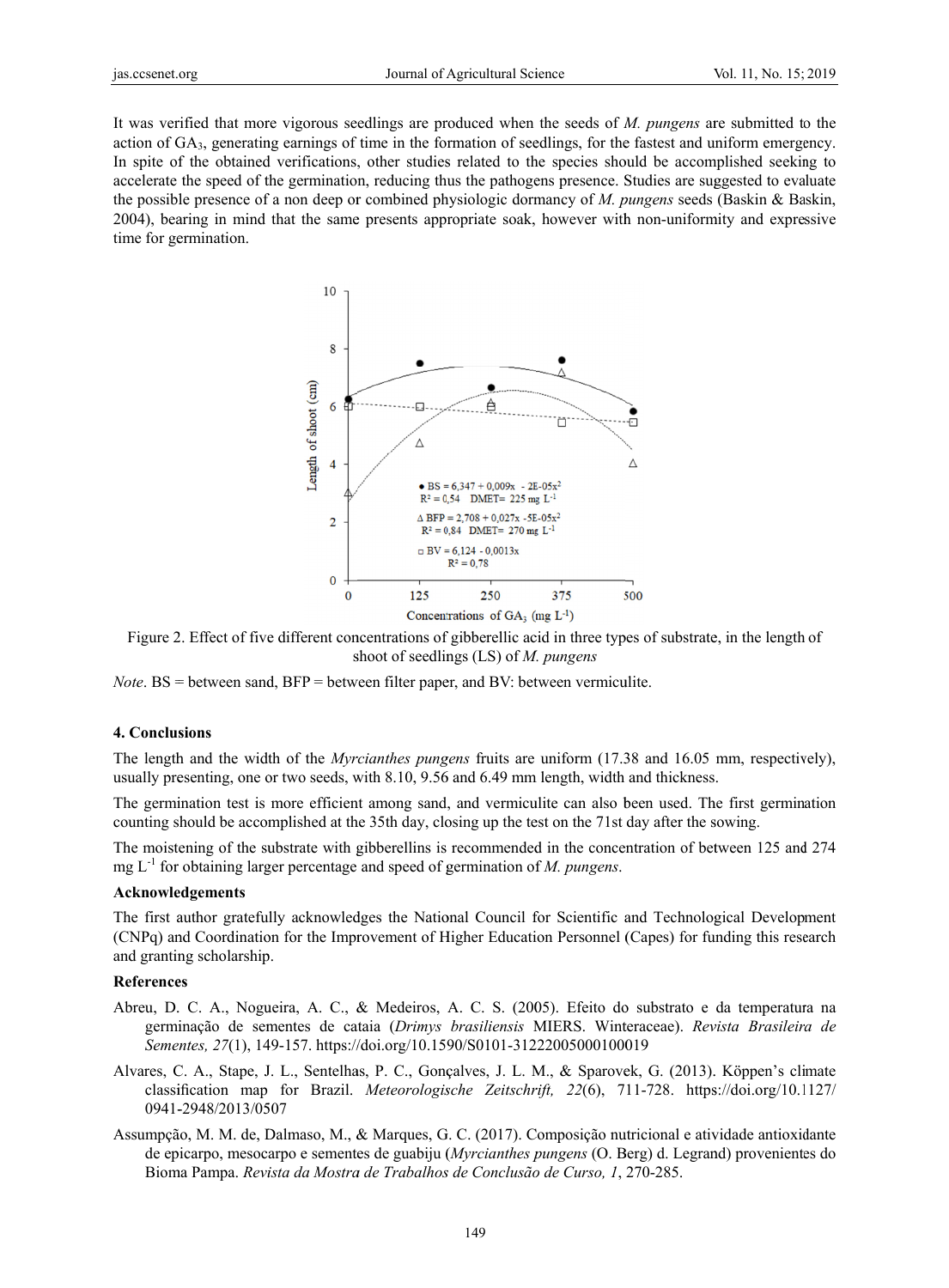It was verified that more vigorous seedlings are produced when the seeds of *M. pungens* are submitted to the action of $GA_3$, generating earnings of time in the formation of seedlings, for the fastest and uniform emergency. In spite of the obtained verifications, other studies related to the species should be accomplished seeking to accelerate the speed of the germination, reducing thus the pathogens presence. Studies are suggested to evaluate the possible presence of a non deep or combined physiologic dormancy of *M. pungens* seeds (Baskin & Baskin, 2004), bearing in mind that the same presents appropriate soak, however with non-uniformity and expressive time for germination.

Figure 2. Effect of five different concentrations of gibberellic acid in three types of substrate, in the length of shoot of seedlings (LS) of *M. pungens*

*Note*. BS = between sand, BFP = between filter paper, and BV: between vermiculite.

## 4. Conclusions

The length and the width of the *Myrcianthes pungens* fruits are uniform (17.38 and 16.05 mm, respectively), usually presenting, one or two seeds, with 8.10, 9.56 and 6.49 mm length, width and thickness.

The germination test is more efficient among sand, and vermiculite can also been used. The first germination counting should be accomplished at the 35th day, closing up the test on the 71st day after the sowing.

The moistening of the substrate with gibberellins is recommended in the concentration of between 125 and 274 mg $L^{-1}$ for obtaining larger percentage and speed of germination of *M. pungens*.

### Acknowledgements

The first author gratefully acknowledges the National Council for Scientific and Technological Development (CNPq) and Coordination for the Improvement of Higher Education Personnel (Capes) for funding this research and granting scholarship.

### References

Abreu, D. C. A., Nogueira, A. C., & Medeiros, A. C. S. (2005). Efeito do substrato e da temperatura na germinação de sementes de cataia (*Drimys brasiliensis* MIERS. Winteraceae). *Revista Brasileira de Sementes, 27*(1), 149-157. https://doi.org/10.1590/S0101-31222005000100019

Alvares, C. A., Stape, J. L., Sentelhas, P. C., Gonçalves, J. L. M., & Sparovek, G. (2013). Köppen's climate classification map for Brazil. *Meteorologische Zeitschrift, 22*(6), 711-728. https://doi.org/10.1127/0941-2948/2013/0507

Assumpção, M. M. de, Dalmaso, M., & Marques, G. C. (2017). Composição nutricional e atividade antioxidante de epicarpo, mesocarpo e sementes de guabiju (*Myrcianthes pungens* (O. Berg) d. Legrand) provenientes do Bioma Pampa. *Revista da Mostra de Trabalhos de Conclusão de Curso, 1*, 270-285.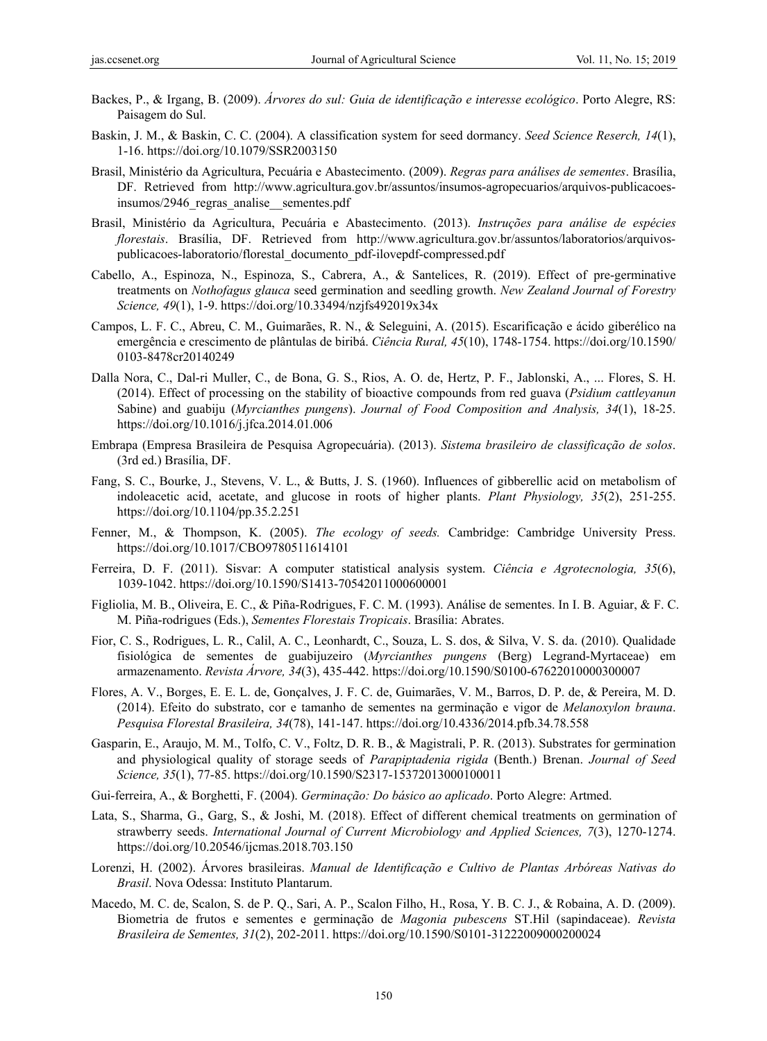Backes, P., & Irgang, B. (2009). *Árvores do sul: Guia de identificação e interesse ecológico*. Porto Alegre, RS: Paisagem do Sul.

Baskin, J. M., & Baskin, C. C. (2004). A classification system for seed dormancy. *Seed Science Reserch, 14*(1), 1-16. https://doi.org/10.1079/SSR2003150

Brasil, Ministério da Agricultura, Pecuária e Abastecimento. (2009). *Regras para análises de sementes*. Brasília, DF. Retrieved from http://www.agricultura.gov.br/assuntos/insumos-agropecuarios/arquivos-publicacoes-insumos/2946_regras_analise__sementes.pdf

Brasil, Ministério da Agricultura, Pecuária e Abastecimento. (2013). *Instruções para análise de espécies florestais*. Brasília, DF. Retrieved from http://www.agricultura.gov.br/assuntos/laboratorios/arquivos-publicacoes-laboratorio/florestal_documento_pdf-ilovepdf-compressed.pdf

Cabello, A., Espinoza, N., Espinoza, S., Cabrera, A., & Santelices, R. (2019). Effect of pre-germinative treatments on *Nothofagus glauca* seed germination and seedling growth. *New Zealand Journal of Forestry Science, 49*(1), 1-9. https://doi.org/10.33494/nzjfs492019x34x

Campos, L. F. C., Abreu, C. M., Guimarães, R. N., & Seleguini, A. (2015). Escarificação e ácido giberélico na emergência e crescimento de plântulas de biribá. *Ciência Rural, 45*(10), 1748-1754. https://doi.org/10.1590/0103-8478cr20140249

Dalla Nora, C., Dal-ri Muller, C., de Bona, G. S., Rios, A. O. de, Hertz, P. F., Jablonski, A., ... Flores, S. H. (2014). Effect of processing on the stability of bioactive compounds from red guava (*Psidium cattleyanun* Sabine) and guabiju (*Myrcianthes pungens*). *Journal of Food Composition and Analysis, 34*(1), 18-25. https://doi.org/10.1016/j.jfca.2014.01.006

Embrapa (Empresa Brasileira de Pesquisa Agropecuária). (2013). *Sistema brasileiro de classificação de solos*. (3rd ed.) Brasília, DF.

Fang, S. C., Bourke, J., Stevens, V. L., & Butts, J. S. (1960). Influences of gibberellic acid on metabolism of indoleacetic acid, acetate, and glucose in roots of higher plants. *Plant Physiology, 35*(2), 251-255. https://doi.org/10.1104/pp.35.2.251

Fenner, M., & Thompson, K. (2005). *The ecology of seeds.* Cambridge: Cambridge University Press. https://doi.org/10.1017/CBO9780511614101

Ferreira, D. F. (2011). Sisvar: A computer statistical analysis system. *Ciência e Agrotecnologia, 35*(6), 1039-1042. https://doi.org/10.1590/S1413-70542011000600001

Figliolia, M. B., Oliveira, E. C., & Piña-Rodrigues, F. C. M. (1993). Análise de sementes. In I. B. Aguiar, & F. C. M. Piña-rodrigues (Eds.), *Sementes Florestais Tropicais*. Brasília: Abrates.

Fior, C. S., Rodrigues, L. R., Calil, A. C., Leonhardt, C., Souza, L. S. dos, & Silva, V. S. da. (2010). Qualidade fisiológica de sementes de guabijuzeiro (*Myrcianthes pungens* (Berg) Legrand-Myrtaceae) em armazenamento. *Revista Árvore, 34*(3), 435-442. https://doi.org/10.1590/S0100-67622010000300007

Flores, A. V., Borges, E. E. L. de, Gonçalves, J. F. C. de, Guimarães, V. M., Barros, D. P. de, & Pereira, M. D. (2014). Efeito do substrato, cor e tamanho de sementes na germinação e vigor de *Melanoxylon brauna*. *Pesquisa Florestal Brasileira, 34*(78), 141-147. https://doi.org/10.4336/2014.pfb.34.78.558

Gasparin, E., Araujo, M. M., Tolfo, C. V., Foltz, D. R. B., & Magistrali, P. R. (2013). Substrates for germination and physiological quality of storage seeds of *Parapiptadenia rigida* (Benth.) Brenan. *Journal of Seed Science, 35*(1), 77-85. https://doi.org/10.1590/S2317-15372013000100011

Gui-ferreira, A., & Borghetti, F. (2004). *Germinação: Do básico ao aplicado*. Porto Alegre: Artmed.

Lata, S., Sharma, G., Garg, S., & Joshi, M. (2018). Effect of different chemical treatments on germination of strawberry seeds. *International Journal of Current Microbiology and Applied Sciences, 7*(3), 1270-1274. https://doi.org/10.20546/ijcmas.2018.703.150

Lorenzi, H. (2002). Árvores brasileiras. *Manual de Identificação e Cultivo de Plantas Arbóreas Nativas do Brasil*. Nova Odessa: Instituto Plantarum.

Macedo, M. C. de, Scalon, S. de P. Q., Sari, A. P., Scalon Filho, H., Rosa, Y. B. C. J., & Robaina, A. D. (2009). Biometria de frutos e sementes e germinação de *Magonia pubescens* ST.Hil (sapindaceae). *Revista Brasileira de Sementes, 31*(2), 202-2011. https://doi.org/10.1590/S0101-31222009000200024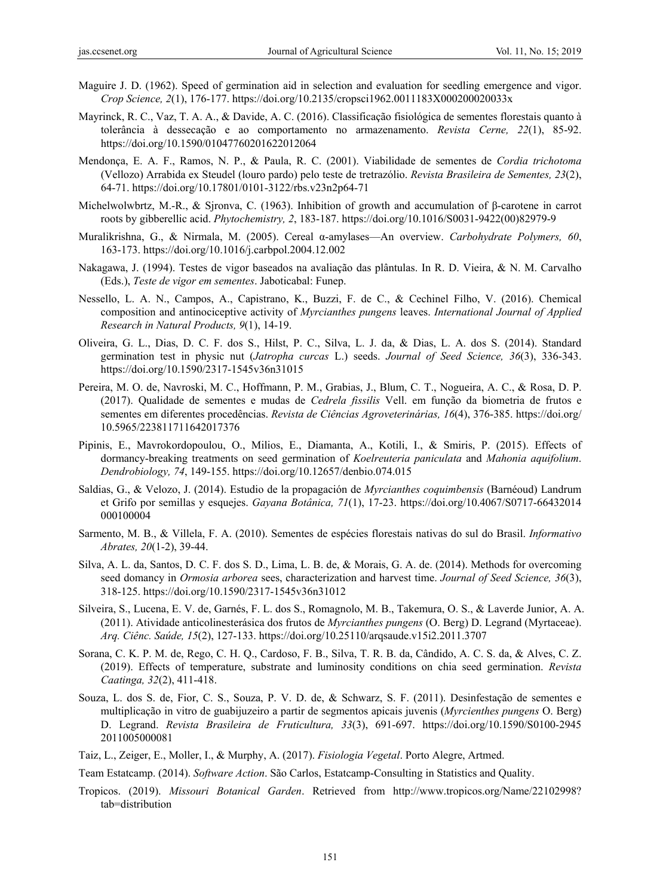Maguire J. D. (1962). Speed of germination aid in selection and evaluation for seedling emergence and vigor. *Crop Science, 2*(1), 176-177. https://doi.org/10.2135/cropsci1962.0011183X000200020033x

Mayrinck, R. C., Vaz, T. A. A., & Davide, A. C. (2016). Classificação fisiológica de sementes florestais quanto à tolerância à dessecação e ao comportamento no armazenamento. *Revista Cerne, 22*(1), 85-92. https://doi.org/10.1590/01047760201622012064

Mendonça, E. A. F., Ramos, N. P., & Paula, R. C. (2001). Viabilidade de sementes de *Cordia trichotoma* (Vellozo) Arrabida ex Steudel (louro pardo) pelo teste de tretrazólio. *Revista Brasileira de Sementes, 23*(2), 64-71. https://doi.org/10.17801/0101-3122/rbs.v23n2p64-71

Michelwolwbrtz, M.-R., & Sjronva, C. (1963). Inhibition of growth and accumulation of β-carotene in carrot roots by gibberellic acid. *Phytochemistry, 2*, 183-187. https://doi.org/10.1016/S0031-9422(00)82979-9

Muralikrishna, G., & Nirmala, M. (2005). Cereal α-amylases—An overview. *Carbohydrate Polymers, 60*, 163-173. https://doi.org/10.1016/j.carbpol.2004.12.002

Nakagawa, J. (1994). Testes de vigor baseados na avaliação das plântulas. In R. D. Vieira, & N. M. Carvalho (Eds.), *Teste de vigor em sementes*. Jaboticabal: Funep.

Nessello, L. A. N., Campos, A., Capistrano, K., Buzzi, F. de C., & Cechinel Filho, V. (2016). Chemical composition and antinociceptive activity of *Myrcianthes pungens* leaves. *International Journal of Applied Research in Natural Products, 9*(1), 14-19.

Oliveira, G. L., Dias, D. C. F. dos S., Hilst, P. C., Silva, L. J. da, & Dias, L. A. dos S. (2014). Standard germination test in physic nut (*Jatropha curcas* L.) seeds. *Journal of Seed Science, 36*(3), 336-343. https://doi.org/10.1590/2317-1545v36n31015

Pereira, M. O. de, Navroski, M. C., Hoffmann, P. M., Grabias, J., Blum, C. T., Nogueira, A. C., & Rosa, D. P. (2017). Qualidade de sementes e mudas de *Cedrela fissilis* Vell. em função da biometria de frutos e sementes em diferentes procedências. *Revista de Ciências Agroveterinárias, 16*(4), 376-385. https://doi.org/10.5965/223811711642017376

Pipinis, E., Mavrokordopoulou, O., Milios, E., Diamanta, A., Kotili, I., & Smiris, P. (2015). Effects of dormancy-breaking treatments on seed germination of *Koelreuteria paniculata* and *Mahonia aquifolium*. *Dendrobiology, 74*, 149-155. https://doi.org/10.12657/denbio.074.015

Saldias, G., & Velozo, J. (2014). Estudio de la propagación de *Myrcianthes coquimbensis* (Barnéoud) Landrum et Grifo por semillas y esquejes. *Gayana Botânica, 71*(1), 17-23. https://doi.org/10.4067/S0717-66432014000100004

Sarmento, M. B., & Villela, F. A. (2010). Sementes de espécies florestais nativas do sul do Brasil. *Informativo Abrates, 20*(1-2), 39-44.

Silva, A. L. da, Santos, D. C. F. dos S. D., Lima, L. B. de, & Morais, G. A. de. (2014). Methods for overcoming seed domancy in *Ormosia arborea* sees, characterization and harvest time. *Journal of Seed Science, 36*(3), 318-125. https://doi.org/10.1590/2317-1545v36n31012

Silveira, S., Lucena, E. V. de, Garnés, F. L. dos S., Romagnolo, M. B., Takemura, O. S., & Laverde Junior, A. A. (2011). Atividade anticolinesterásica dos frutos de *Myrcianthes pungens* (O. Berg) D. Legrand (Myrtaceae). *Arq. Ciênc. Saúde, 15*(2), 127-133. https://doi.org/10.25110/arqsaude.v15i2.2011.3707

Sorana, C. K. P. M. de, Rego, C. H. Q., Cardoso, F. B., Silva, T. R. B. da, Cândido, A. C. S. da, & Alves, C. Z. (2019). Effects of temperature, substrate and luminosity conditions on chia seed germination. *Revista Caatinga, 32*(2), 411-418.

Souza, L. dos S. de, Fior, C. S., Souza, P. V. D. de, & Schwarz, S. F. (2011). Desinfestação de sementes e multiplicação in vitro de guabijuzeiro a partir de segmentos apicais juvenis (*Myrcienthes pungens* O. Berg) D. Legrand. *Revista Brasileira de Fruticultura, 33*(3), 691-697. https://doi.org/10.1590/S0100-29452011005000081

Taiz, L., Zeiger, E., Moller, I., & Murphy, A. (2017). *Fisiologia Vegetal*. Porto Alegre, Artmed.

Team Estatcamp. (2014). *Software Action*. São Carlos, Estatcamp-Consulting in Statistics and Quality.

Tropicos. (2019). *Missouri Botanical Garden*. Retrieved from http://www.tropicos.org/Name/22102998?tab=distribution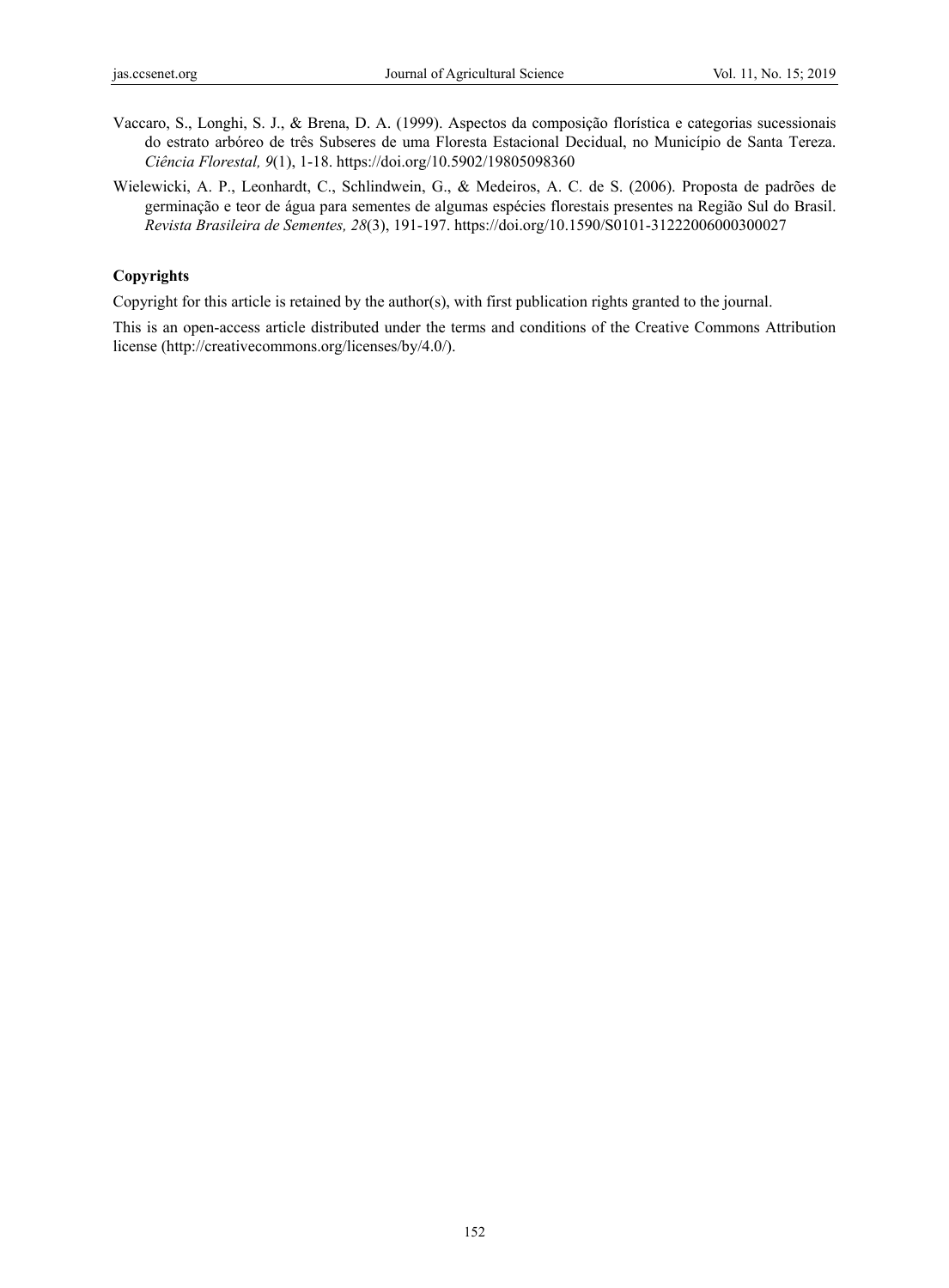Vaccaro, S., Longhi, S. J., & Brena, D. A. (1999). Aspectos da composição florística e categorias sucessionais do estrato arbóreo de três Subseres de uma Floresta Estacional Decidual, no Município de Santa Tereza. *Ciência Florestal, 9*(1), 1-18. https://doi.org/10.5902/19805098360

Wielewicki, A. P., Leonhardt, C., Schlindwein, G., & Medeiros, A. C. de S. (2006). Proposta de padrões de germinação e teor de água para sementes de algumas espécies florestais presentes na Região Sul do Brasil. *Revista Brasileira de Sementes, 28*(3), 191-197. https://doi.org/10.1590/S0101-31222006000300027

**Copyrights**

Copyright for this article is retained by the author(s), with first publication rights granted to the journal.

This is an open-access article distributed under the terms and conditions of the Creative Commons Attribution license (http://creativecommons.org/licenses/by/4.0/).